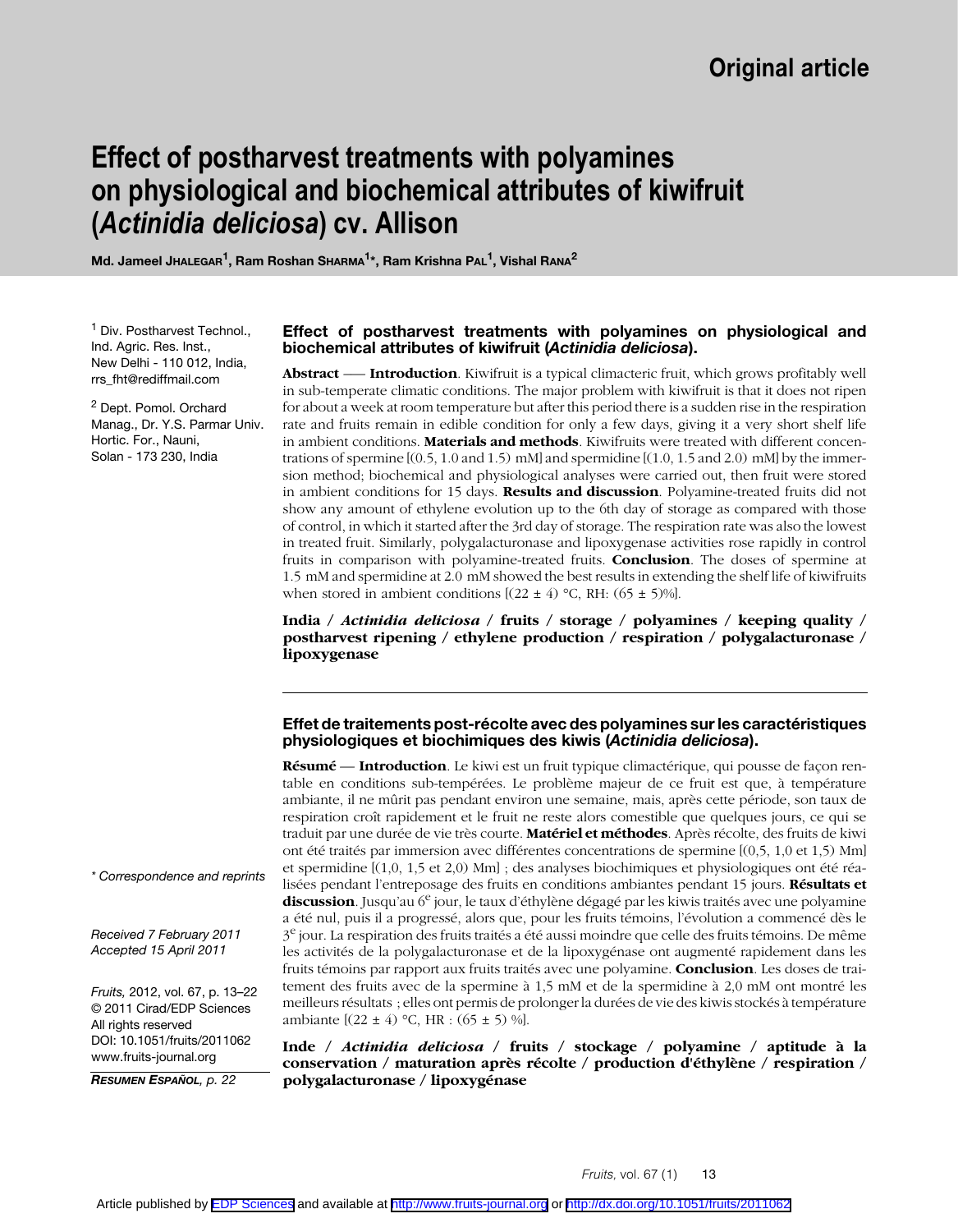Original article

# Effect of postharvest treatments with polyamines on physiological and biochemical attributes of kiwifruit (*Actinidia deliciosa*) cv. Allison

**Md. Jameel Jhalegar[1], Ram Roshan Sharma[1]*, Ram Krishna Pal[1], Vishal Rana[2]**

[1] Div. Postharvest Technol., Ind. Agric. Res. Inst., New Delhi - 110 012, India, rrs_fht@rediffmail.com

[2] Dept. Pomol. Orchard Manag., Dr. Y.S. Parmar Univ. Hortic. For., Nauni, Solan - 173 230, India

\* Correspondence and reprints

Received 7 February 2011
Accepted 15 April 2011

*Fruits,* 2012, vol. 67, p. 13–22
© 2011 Cirad/EDP Sciences
All rights reserved
DOI: 10.1051/fruits/2011062
www.fruits-journal.org

***Resumen Español**, p. 22*

### Effect of postharvest treatments with polyamines on physiological and biochemical attributes of kiwifruit (*Actinidia deliciosa*).

**Abstract** — **Introduction**. Kiwifruit is a typical climacteric fruit, which grows profitably well in sub-temperate climatic conditions. The major problem with kiwifruit is that it does not ripen for about a week at room temperature but after this period there is a sudden rise in the respiration rate and fruits remain in edible condition for only a few days, giving it a very short shelf life in ambient conditions. **Materials and methods**. Kiwifruits were treated with different concentrations of spermine [(0.5, 1.0 and 1.5) mM] and spermidine [(1.0, 1.5 and 2.0) mM] by the immersion method; biochemical and physiological analyses were carried out, then fruit were stored in ambient conditions for 15 days. **Results and discussion**. Polyamine-treated fruits did not show any amount of ethylene evolution up to the 6th day of storage as compared with those of control, in which it started after the 3rd day of storage. The respiration rate was also the lowest in treated fruit. Similarly, polygalacturonase and lipoxygenase activities rose rapidly in control fruits in comparison with polyamine-treated fruits. **Conclusion**. The doses of spermine at 1.5 mM and spermidine at 2.0 mM showed the best results in extending the shelf life of kiwifruits when stored in ambient conditions [(22 ± 4) °C, RH: (65 ± 5)%].

**India / *Actinidia deliciosa* / fruits / storage / polyamines / keeping quality / postharvest ripening / ethylene production / respiration / polygalacturonase / lipoxygenase**

---

### Effet de traitements post-récolte avec des polyamines sur les caractéristiques physiologiques et biochimiques des kiwis (*Actinidia deliciosa*).

**Résumé** — **Introduction**. Le kiwi est un fruit typique climactérique, qui pousse de façon rentable en conditions sub-tempérées. Le problème majeur de ce fruit est que, à température ambiante, il ne mûrit pas pendant environ une semaine, mais, après cette période, son taux de respiration croît rapidement et le fruit ne reste alors comestible que quelques jours, ce qui se traduit par une durée de vie très courte. **Matériel et méthodes**. Après récolte, des fruits de kiwi ont été traités par immersion avec différentes concentrations de spermine [(0,5, 1,0 et 1,5) Mm] et spermidine [(1,0, 1,5 et 2,0) Mm] ; des analyses biochimiques et physiologiques ont été réalisées pendant l'entreposage des fruits en conditions ambiantes pendant 15 jours. **Résultats et discussion**. Jusqu'au 6$^{e}$ jour, le taux d'éthylène dégagé par les kiwis traités avec une polyamine a été nul, puis il a progressé, alors que, pour les fruits témoins, l'évolution a commencé dès le 3$^{e}$ jour. La respiration des fruits traités a été aussi moindre que celle des fruits témoins. De même les activités de la polygalacturonase et de la lipoxygénase ont augmenté rapidement dans les fruits témoins par rapport aux fruits traités avec une polyamine. **Conclusion**. Les doses de traitement des fruits avec de la spermine à 1,5 mM et de la spermidine à 2,0 mM ont montré les meilleurs résultats ; elles ont permis de prolonger la durées de vie des kiwis stockés à température ambiante [(22 ± 4) °C, HR : (65 ± 5) %].

**Inde / *Actinidia deliciosa* / fruits / stockage / polyamine / aptitude à la conservation / maturation après récolte / production d'éthylène / respiration / polygalacturonase / lipoxygénase**

Article published by EDP Sciences and available at http://www.fruits-journal.org or http://dx.doi.org/10.1051/fruits/2011062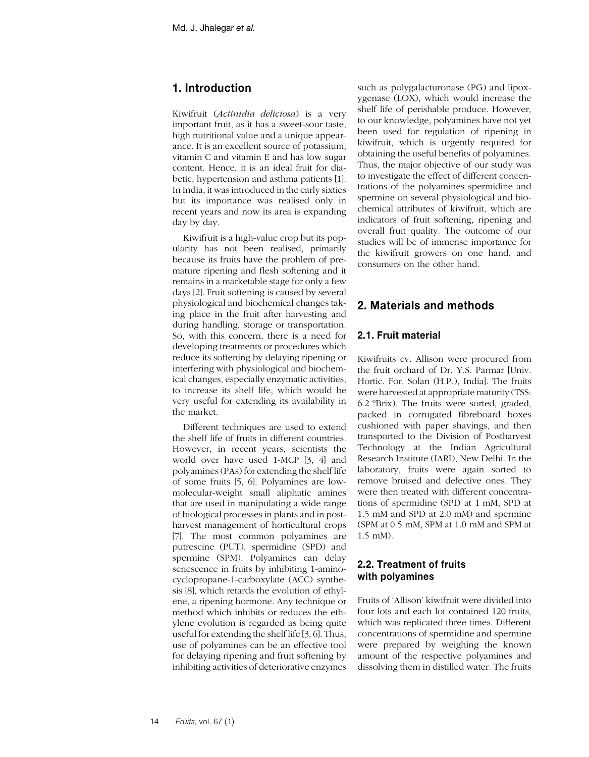## 1. Introduction

Kiwifruit (*Actinidia deliciosa*) is a very important fruit, as it has a sweet-sour taste, high nutritional value and a unique appearance. It is an excellent source of potassium, vitamin C and vitamin E and has low sugar content. Hence, it is an ideal fruit for diabetic, hypertension and asthma patients [1]. In India, it was introduced in the early sixties but its importance was realised only in recent years and now its area is expanding day by day.

Kiwifruit is a high-value crop but its popularity has not been realised, primarily because its fruits have the problem of premature ripening and flesh softening and it remains in a marketable stage for only a few days [2]. Fruit softening is caused by several physiological and biochemical changes taking place in the fruit after harvesting and during handling, storage or transportation. So, with this concern, there is a need for developing treatments or procedures which reduce its softening by delaying ripening or interfering with physiological and biochemical changes, especially enzymatic activities, to increase its shelf life, which would be very useful for extending its availability in the market.

Different techniques are used to extend the shelf life of fruits in different countries. However, in recent years, scientists the world over have used 1-MCP [3, 4] and polyamines (PAs) for extending the shelf life of some fruits [5, 6]. Polyamines are low-molecular-weight small aliphatic amines that are used in manipulating a wide range of biological processes in plants and in postharvest management of horticultural crops [7]. The most common polyamines are putrescine (PUT), spermidine (SPD) and spermine (SPM). Polyamines can delay senescence in fruits by inhibiting 1-aminocyclopropane-1-carboxylate (ACC) synthesis [8], which retards the evolution of ethylene, a ripening hormone. Any technique or method which inhibits or reduces the ethylene evolution is regarded as being quite useful for extending the shelf life [3, 6]. Thus, use of polyamines can be an effective tool for delaying ripening and fruit softening by inhibiting activities of deteriorative enzymes such as polygalacturonase (PG) and lipoxygenase (LOX), which would increase the shelf life of perishable produce. However, to our knowledge, polyamines have not yet been used for regulation of ripening in kiwifruit, which is urgently required for obtaining the useful benefits of polyamines. Thus, the major objective of our study was to investigate the effect of different concentrations of the polyamines spermidine and spermine on several physiological and biochemical attributes of kiwifruit, which are indicators of fruit softening, ripening and overall fruit quality. The outcome of our studies will be of immense importance for the kiwifruit growers on one hand, and consumers on the other hand.

## 2. Materials and methods

### 2.1. Fruit material

Kiwifruits cv. Allison were procured from the fruit orchard of Dr. Y.S. Parmar [Univ. Hortic. For. Solan (H.P.), India]. The fruits were harvested at appropriate maturity (TSS: 6.2 °Brix). The fruits were sorted, graded, packed in corrugated fibreboard boxes cushioned with paper shavings, and then transported to the Division of Postharvest Technology at the Indian Agricultural Research Institute (IARI), New Delhi. In the laboratory, fruits were again sorted to remove bruised and defective ones. They were then treated with different concentrations of spermidine (SPD at 1 mM, SPD at 1.5 mM and SPD at 2.0 mM) and spermine (SPM at 0.5 mM, SPM at 1.0 mM and SPM at 1.5 mM).

### 2.2. Treatment of fruits with polyamines

Fruits of 'Allison' kiwifruit were divided into four lots and each lot contained 120 fruits, which was replicated three times. Different concentrations of spermidine and spermine were prepared by weighing the known amount of the respective polyamines and dissolving them in distilled water. The fruits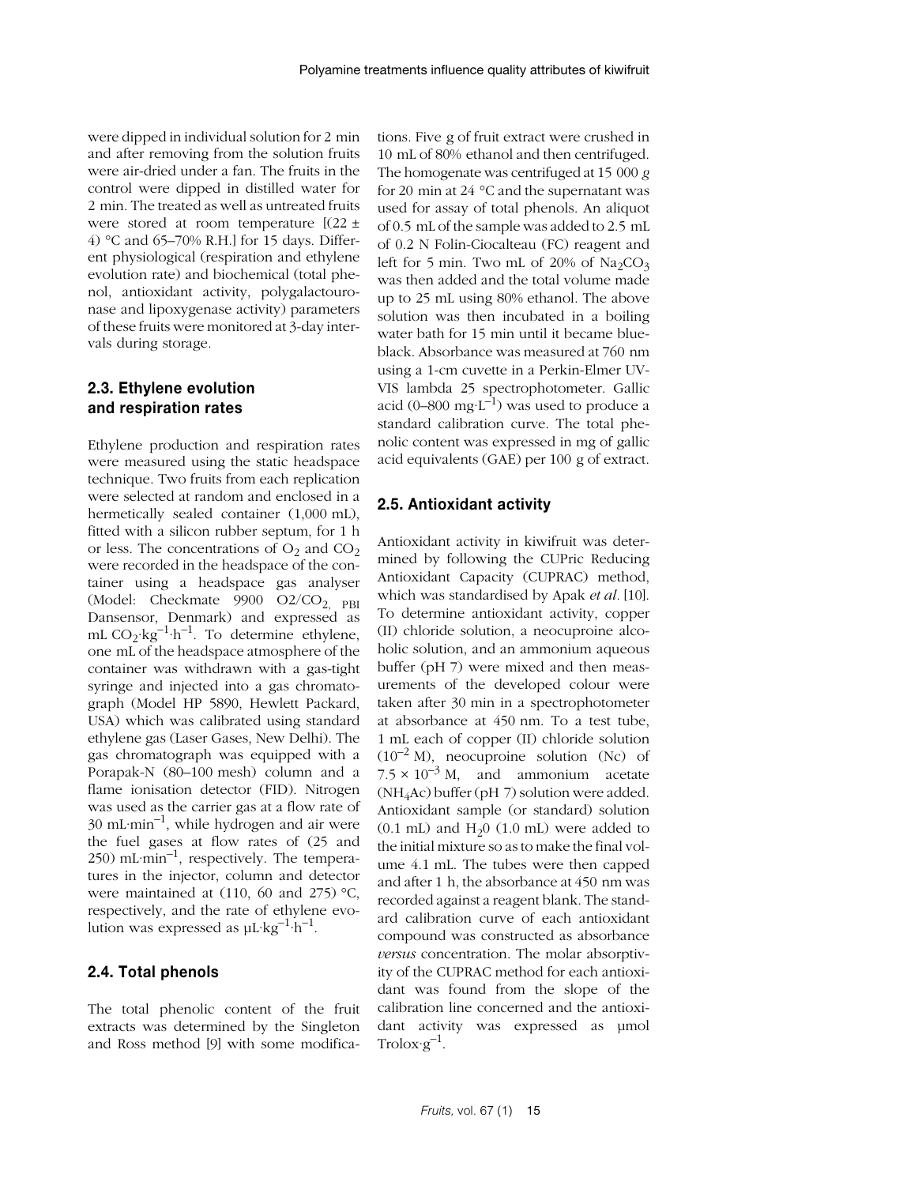were dipped in individual solution for 2 min and after removing from the solution fruits were air-dried under a fan. The fruits in the control were dipped in distilled water for 2 min. The treated as well as untreated fruits were stored at room temperature [(22 ± 4) °C and 65–70% R.H.] for 15 days. Different physiological (respiration and ethylene evolution rate) and biochemical (total phenol, antioxidant activity, polygalactouronase and lipoxygenase activity) parameters of these fruits were monitored at 3-day intervals during storage.

## 2.3. Ethylene evolution and respiration rates

Ethylene production and respiration rates were measured using the static headspace technique. Two fruits from each replication were selected at random and enclosed in a hermetically sealed container (1,000 mL), fitted with a silicon rubber septum, for 1 h or less. The concentrations of $O_2$ and $CO_2$ were recorded in the headspace of the container using a headspace gas analyser (Model: Checkmate 9900 $O2/CO_{2,\ PBI}$ Dansensor, Denmark) and expressed as $mL\ CO_2 \cdot kg^{-1} \cdot h^{-1}$. To determine ethylene, one mL of the headspace atmosphere of the container was withdrawn with a gas-tight syringe and injected into a gas chromatograph (Model HP 5890, Hewlett Packard, USA) which was calibrated using standard ethylene gas (Laser Gases, New Delhi). The gas chromatograph was equipped with a Porapak-N (80–100 mesh) column and a flame ionisation detector (FID). Nitrogen was used as the carrier gas at a flow rate of $30\ mL \cdot min^{-1}$, while hydrogen and air were the fuel gases at flow rates of (25 and 250) $mL \cdot min^{-1}$, respectively. The temperatures in the injector, column and detector were maintained at (110, 60 and 275) °C, respectively, and the rate of ethylene evolution was expressed as $\mu L \cdot kg^{-1} \cdot h^{-1}$.

## 2.4. Total phenols

The total phenolic content of the fruit extracts was determined by the Singleton and Ross method [9] with some modifications. Five g of fruit extract were crushed in 10 mL of 80% ethanol and then centrifuged. The homogenate was centrifuged at 15 000 *g* for 20 min at 24 °C and the supernatant was used for assay of total phenols. An aliquot of 0.5 mL of the sample was added to 2.5 mL of 0.2 N Folin-Ciocalteau (FC) reagent and left for 5 min. Two mL of 20% of $Na_2CO_3$ was then added and the total volume made up to 25 mL using 80% ethanol. The above solution was then incubated in a boiling water bath for 15 min until it became blue-black. Absorbance was measured at 760 nm using a 1-cm cuvette in a Perkin-Elmer UV-VIS lambda 25 spectrophotometer. Gallic acid (0–800 $mg \cdot L^{-1}$) was used to produce a standard calibration curve. The total phenolic content was expressed in mg of gallic acid equivalents (GAE) per 100 g of extract.

## 2.5. Antioxidant activity

Antioxidant activity in kiwifruit was determined by following the CUPric Reducing Antioxidant Capacity (CUPRAC) method, which was standardised by Apak *et al.* [10]. To determine antioxidant activity, copper (II) chloride solution, a neocuproine alcoholic solution, and an ammonium aqueous buffer (pH 7) were mixed and then measurements of the developed colour were taken after 30 min in a spectrophotometer at absorbance at 450 nm. To a test tube, 1 mL each of copper (II) chloride solution ($10^{-2}$ M), neocuproine solution (Nc) of $7.5 \times 10^{-3}$ M, and ammonium acetate ($NH_4Ac$) buffer (pH 7) solution were added. Antioxidant sample (or standard) solution (0.1 mL) and $H_20$ (1.0 mL) were added to the initial mixture so as to make the final volume 4.1 mL. The tubes were then capped and after 1 h, the absorbance at 450 nm was recorded against a reagent blank. The standard calibration curve of each antioxidant compound was constructed as absorbance *versus* concentration. The molar absorptivity of the CUPRAC method for each antioxidant was found from the slope of the calibration line concerned and the antioxidant activity was expressed as $\mu mol\ Trolox \cdot g^{-1}$.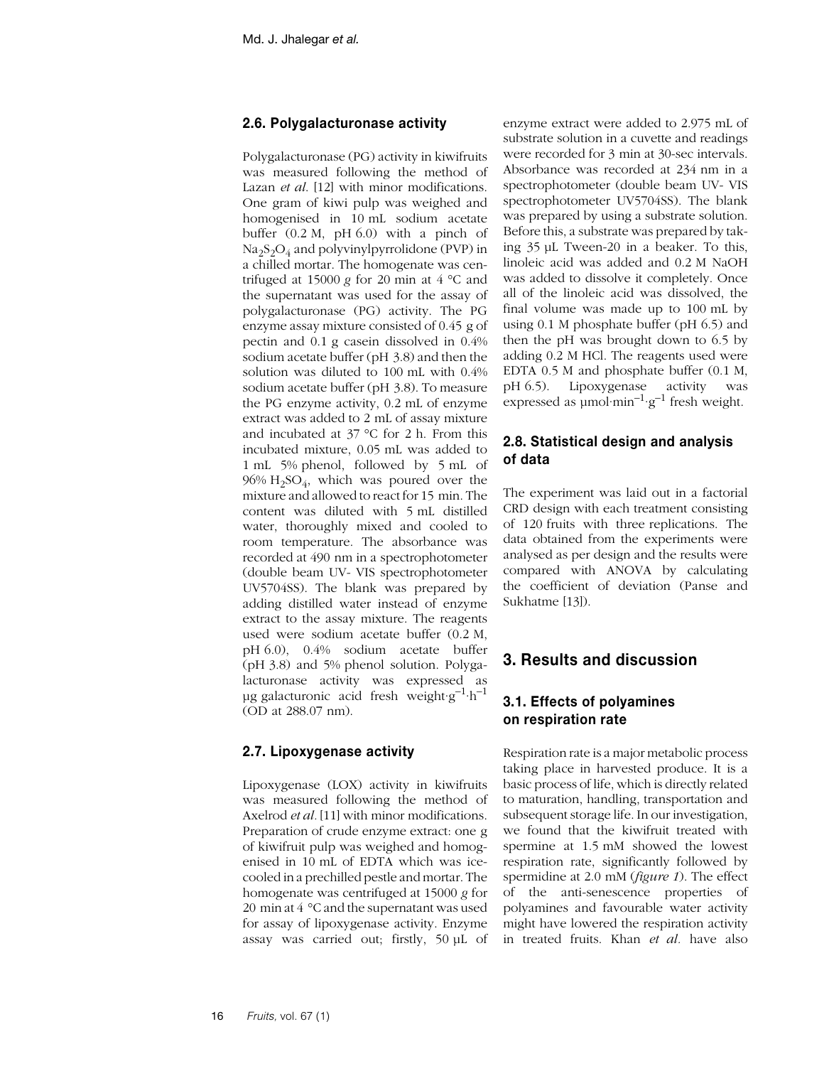### 2.6. Polygalacturonase activity

Polygalacturonase (PG) activity in kiwifruits was measured following the method of Lazan *et al*. [12] with minor modifications. One gram of kiwi pulp was weighed and homogenised in 10 mL sodium acetate buffer (0.2 M, pH 6.0) with a pinch of $Na_2S_2O_4$ and polyvinylpyrrolidone (PVP) in a chilled mortar. The homogenate was centrifuged at 15000 *g* for 20 min at 4 °C and the supernatant was used for the assay of polygalacturonase (PG) activity. The PG enzyme assay mixture consisted of 0.45 g of pectin and 0.1 g casein dissolved in 0.4% sodium acetate buffer (pH 3.8) and then the solution was diluted to 100 mL with 0.4% sodium acetate buffer (pH 3.8). To measure the PG enzyme activity, 0.2 mL of enzyme extract was added to 2 mL of assay mixture and incubated at 37 °C for 2 h. From this incubated mixture, 0.05 mL was added to 1 mL 5% phenol, followed by 5 mL of 96% $H_2SO_4$, which was poured over the mixture and allowed to react for 15 min. The content was diluted with 5 mL distilled water, thoroughly mixed and cooled to room temperature. The absorbance was recorded at 490 nm in a spectrophotometer (double beam UV- VIS spectrophotometer UV5704SS). The blank was prepared by adding distilled water instead of enzyme extract to the assay mixture. The reagents used were sodium acetate buffer (0.2 M, pH 6.0), 0.4% sodium acetate buffer (pH 3.8) and 5% phenol solution. Polygalacturonase activity was expressed as μg galacturonic acid fresh weight·$g^{-1}$·$h^{-1}$ (OD at 288.07 nm).

### 2.7. Lipoxygenase activity

Lipoxygenase (LOX) activity in kiwifruits was measured following the method of Axelrod *et al*. [11] with minor modifications. Preparation of crude enzyme extract: one g of kiwifruit pulp was weighed and homogenised in 10 mL of EDTA which was ice-cooled in a prechilled pestle and mortar. The homogenate was centrifuged at 15000 *g* for 20 min at 4 °C and the supernatant was used for assay of lipoxygenase activity. Enzyme assay was carried out; firstly, 50 μL of enzyme extract were added to 2.975 mL of substrate solution in a cuvette and readings were recorded for 3 min at 30-sec intervals. Absorbance was recorded at 234 nm in a spectrophotometer (double beam UV- VIS spectrophotometer UV5704SS). The blank was prepared by using a substrate solution. Before this, a substrate was prepared by taking 35 μL Tween-20 in a beaker. To this, linoleic acid was added and 0.2 M NaOH was added to dissolve it completely. Once all of the linoleic acid was dissolved, the final volume was made up to 100 mL by using 0.1 M phosphate buffer (pH 6.5) and then the pH was brought down to 6.5 by adding 0.2 M HCl. The reagents used were EDTA 0.5 M and phosphate buffer (0.1 M, pH 6.5). Lipoxygenase activity was expressed as μmol·$min^{-1}$·$g^{-1}$ fresh weight.

### 2.8. Statistical design and analysis of data

The experiment was laid out in a factorial CRD design with each treatment consisting of 120 fruits with three replications. The data obtained from the experiments were analysed as per design and the results were compared with ANOVA by calculating the coefficient of deviation (Panse and Sukhatme [13]).

## 3. Results and discussion

### 3.1. Effects of polyamines on respiration rate

Respiration rate is a major metabolic process taking place in harvested produce. It is a basic process of life, which is directly related to maturation, handling, transportation and subsequent storage life. In our investigation, we found that the kiwifruit treated with spermine at 1.5 mM showed the lowest respiration rate, significantly followed by spermidine at 2.0 mM (*figure 1*). The effect of the anti-senescence properties of polyamines and favourable water activity might have lowered the respiration activity in treated fruits. Khan *et al*. have also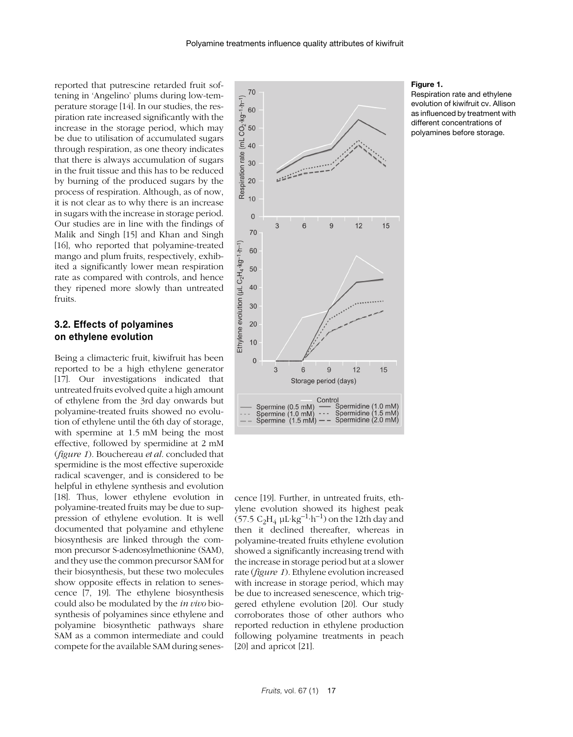reported that putrescine retarded fruit softening in 'Angelino' plums during low-temperature storage [14]. In our studies, the respiration rate increased significantly with the increase in the storage period, which may be due to utilisation of accumulated sugars through respiration, as one theory indicates that there is always accumulation of sugars in the fruit tissue and this has to be reduced by burning of the produced sugars by the process of respiration. Although, as of now, it is not clear as to why there is an increase in sugars with the increase in storage period. Our studies are in line with the findings of Malik and Singh [15] and Khan and Singh [16], who reported that polyamine-treated mango and plum fruits, respectively, exhibited a significantly lower mean respiration rate as compared with controls, and hence they ripened more slowly than untreated fruits.

### 3.2. Effects of polyamines on ethylene evolution

Being a climacteric fruit, kiwifruit has been reported to be a high ethylene generator [17]. Our investigations indicated that untreated fruits evolved quite a high amount of ethylene from the 3rd day onwards but polyamine-treated fruits showed no evolution of ethylene until the 6th day of storage, with spermine at 1.5 mM being the most effective, followed by spermidine at 2 mM (*figure 1*). Bouchereau *et al*. concluded that spermidine is the most effective superoxide radical scavenger, and is considered to be helpful in ethylene synthesis and evolution [18]. Thus, lower ethylene evolution in polyamine-treated fruits may be due to suppression of ethylene evolution. It is well documented that polyamine and ethylene biosynthesis are linked through the common precursor S-adenosylmethionine (SAM), and they use the common precursor SAM for their biosynthesis, but these two molecules show opposite effects in relation to senescence [7, 19]. The ethylene biosynthesis could also be modulated by the *in vivo* biosynthesis of polyamines since ethylene and polyamine biosynthetic pathways share SAM as a common intermediate and could compete for the available SAM during senescence [19]. Further, in untreated fruits, ethylene evolution showed its highest peak (57.5 $C_2H_4$ $\mu L \cdot kg^{-1} \cdot h^{-1}$) on the 12th day and then it declined thereafter, whereas in polyamine-treated fruits ethylene evolution showed a significantly increasing trend with the increase in storage period but at a slower rate (*figure 1*). Ethylene evolution increased with increase in storage period, which may be due to increased senescence, which triggered ethylene evolution [20]. Our study corroborates those of other authors who reported reduction in ethylene production following polyamine treatments in peach [20] and apricot [21].

**Figure 1.**
Respiration rate and ethylene evolution of kiwifruit cv. Allison as influenced by treatment with different concentrations of polyamines before storage.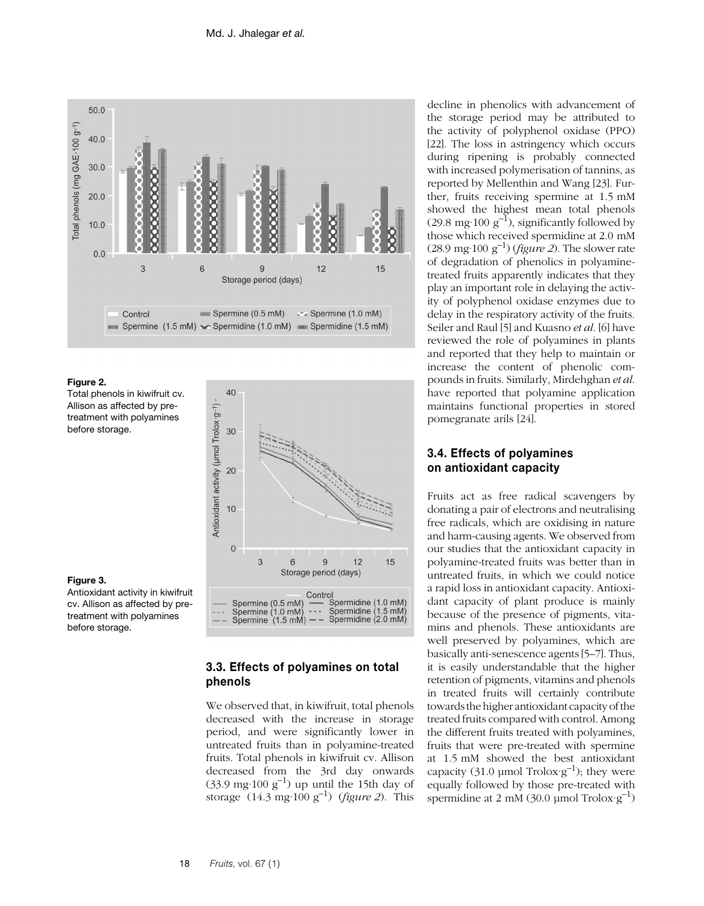Figure 2.
Total phenols in kiwifruit cv. Allison as affected by pre-treatment with polyamines before storage.

Figure 3.
Antioxidant activity in kiwifruit cv. Allison as affected by pre-treatment with polyamines before storage.

### 3.3. Effects of polyamines on total phenols

We observed that, in kiwifruit, total phenols decreased with the increase in storage period, and were significantly lower in untreated fruits than in polyamine-treated fruits. Total phenols in kiwifruit cv. Allison decreased from the 3rd day onwards (33.9 mg·100 g$^{-1}$) up until the 15th day of storage (14.3 mg·100 g$^{-1}$) (*figure 2*). This decline in phenolics with advancement of the storage period may be attributed to the activity of polyphenol oxidase (PPO) [22]. The loss in astringency which occurs during ripening is probably connected with increased polymerisation of tannins, as reported by Mellenthin and Wang [23]. Further, fruits receiving spermine at 1.5 mM showed the highest mean total phenols (29.8 mg·100 g$^{-1}$), significantly followed by those which received spermidine at 2.0 mM (28.9 mg·100 g$^{-1}$) (*figure 2*). The slower rate of degradation of phenolics in polyamine-treated fruits apparently indicates that they play an important role in delaying the activity of polyphenol oxidase enzymes due to delay in the respiratory activity of the fruits. Seiler and Raul [5] and Kuasno *et al*. [6] have reviewed the role of polyamines in plants and reported that they help to maintain or increase the content of phenolic compounds in fruits. Similarly, Mirdehghan *et al*. have reported that polyamine application maintains functional properties in stored pomegranate arils [24].

### 3.4. Effects of polyamines on antioxidant capacity

Fruits act as free radical scavengers by donating a pair of electrons and neutralising free radicals, which are oxidising in nature and harm-causing agents. We observed from our studies that the antioxidant capacity in polyamine-treated fruits was better than in untreated fruits, in which we could notice a rapid loss in antioxidant capacity. Antioxidant capacity of plant produce is mainly because of the presence of pigments, vitamins and phenols. These antioxidants are well preserved by polyamines, which are basically anti-senescence agents [5–7]. Thus, it is easily understandable that the higher retention of pigments, vitamins and phenols in treated fruits will certainly contribute towards the higher antioxidant capacity of the treated fruits compared with control. Among the different fruits treated with polyamines, fruits that were pre-treated with spermine at 1.5 mM showed the best antioxidant capacity (31.0 µmol Trolox·g$^{-1}$); they were equally followed by those pre-treated with spermidine at 2 mM (30.0 µmol Trolox·g$^{-1}$)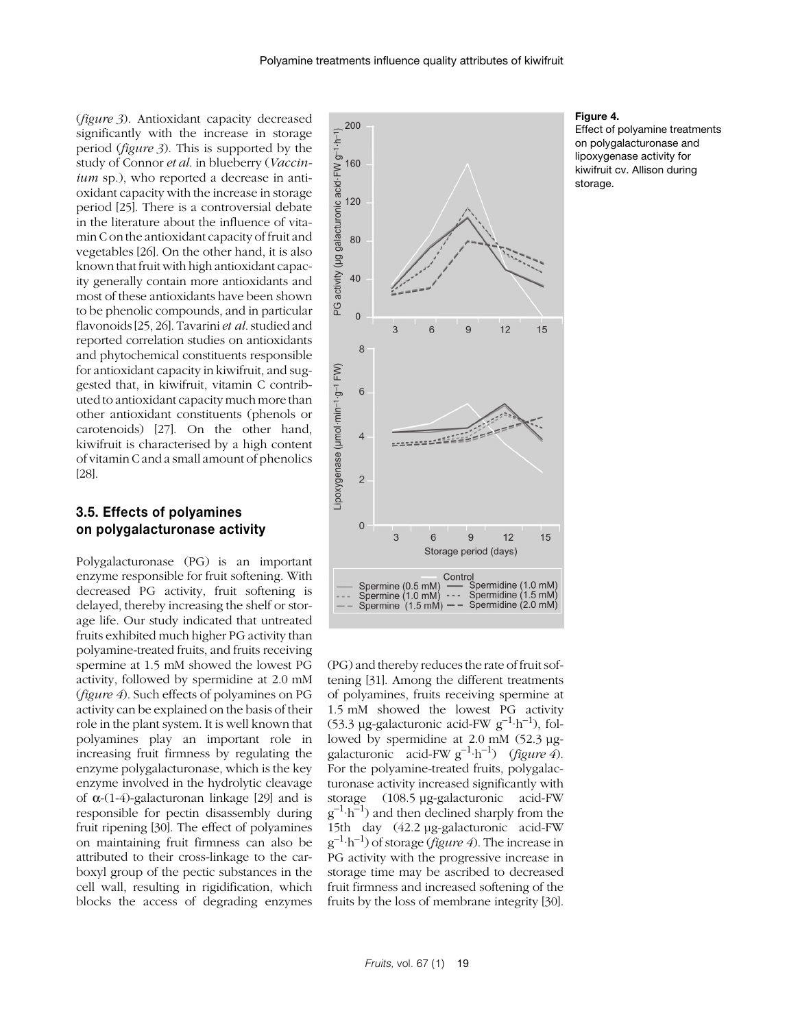(*figure 3*). Antioxidant capacity decreased significantly with the increase in storage period (*figure 3*). This is supported by the study of Connor *et al.* in blueberry (*Vaccinium* sp.), who reported a decrease in antioxidant capacity with the increase in storage period [25]. There is a controversial debate in the literature about the influence of vitamin C on the antioxidant capacity of fruit and vegetables [26]. On the other hand, it is also known that fruit with high antioxidant capacity generally contain more antioxidants and most of these antioxidants have been shown to be phenolic compounds, and in particular flavonoids [25, 26]. Tavarini *et al.* studied and reported correlation studies on antioxidants and phytochemical constituents responsible for antioxidant capacity in kiwifruit, and suggested that, in kiwifruit, vitamin C contributed to antioxidant capacity much more than other antioxidant constituents (phenols or carotenoids) [27]. On the other hand, kiwifruit is characterised by a high content of vitamin C and a small amount of phenolics [28].

### 3.5. Effects of polyamines on polygalacturonase activity

Polygalacturonase (PG) is an important enzyme responsible for fruit softening. With decreased PG activity, fruit softening is delayed, thereby increasing the shelf or storage life. Our study indicated that untreated fruits exhibited much higher PG activity than polyamine-treated fruits, and fruits receiving spermine at 1.5 mM showed the lowest PG activity, followed by spermidine at 2.0 mM (*figure 4*). Such effects of polyamines on PG activity can be explained on the basis of their role in the plant system. It is well known that polyamines play an important role in increasing fruit firmness by regulating the enzyme polygalacturonase, which is the key enzyme involved in the hydrolytic cleavage of α-(1-4)-galacturonan linkage [29] and is responsible for pectin disassembly during fruit ripening [30]. The effect of polyamines on maintaining fruit firmness can also be attributed to their cross-linkage to the carboxyl group of the pectic substances in the cell wall, resulting in rigidification, which blocks the access of degrading enzymes (PG) and thereby reduces the rate of fruit softening [31]. Among the different treatments of polyamines, fruits receiving spermine at 1.5 mM showed the lowest PG activity (53.3 µg-galacturonic acid-FW $g^{-1} \cdot h^{-1}$), followed by spermidine at 2.0 mM (52.3 µg-galacturonic acid-FW $g^{-1} \cdot h^{-1}$) (*figure 4*). For the polyamine-treated fruits, polygalacturonase activity increased significantly with storage (108.5 µg-galacturonic acid-FW $g^{-1} \cdot h^{-1}$) and then declined sharply from the 15th day (42.2 µg-galacturonic acid-FW $g^{-1} \cdot h^{-1}$) of storage (*figure 4*). The increase in PG activity with the progressive increase in storage time may be ascribed to decreased fruit firmness and increased softening of the fruits by the loss of membrane integrity [30].

**Figure 4.**
Effect of polyamine treatments on polygalacturonase and lipoxygenase activity for kiwifruit cv. Allison during storage.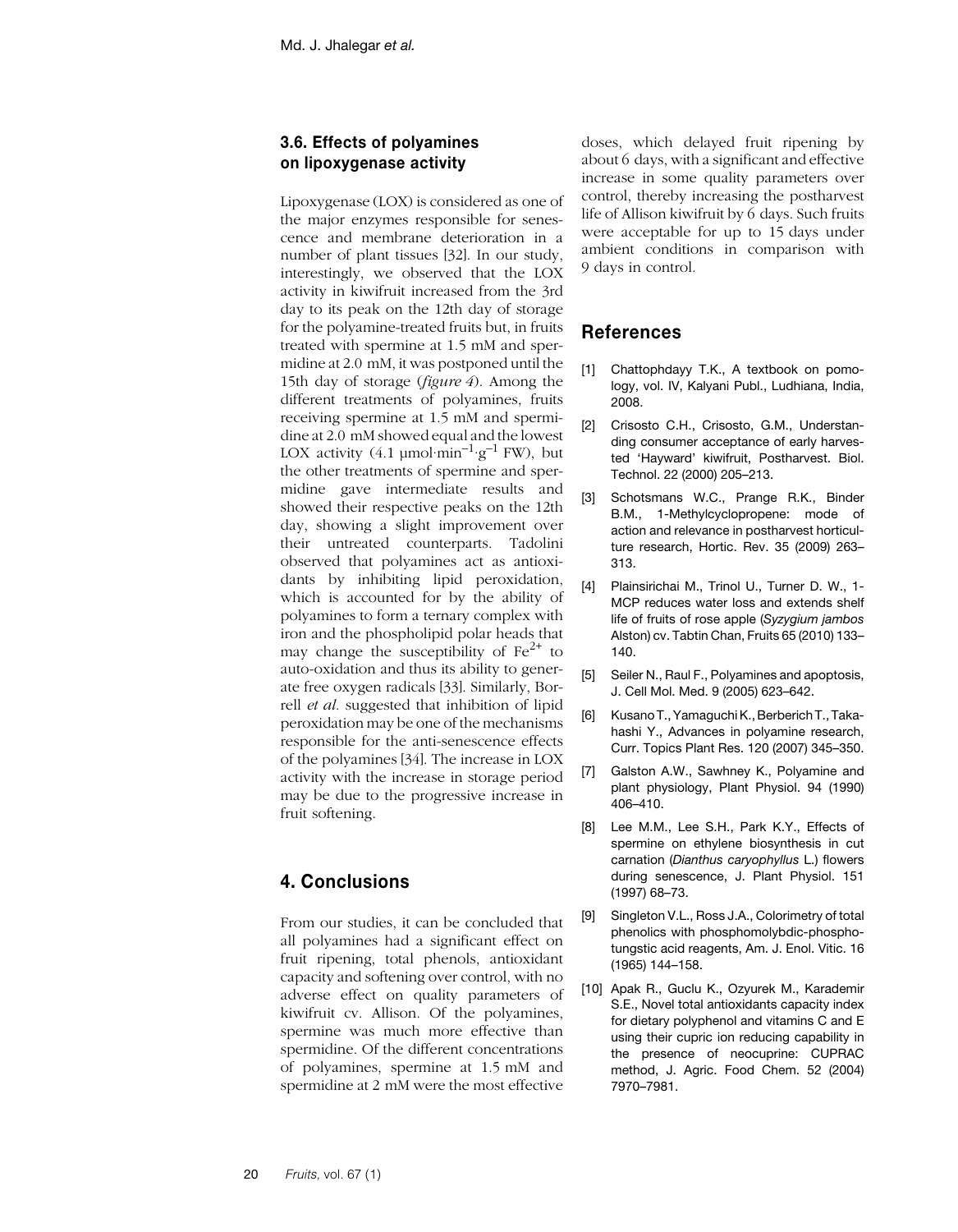### 3.6. Effects of polyamines on lipoxygenase activity

Lipoxygenase (LOX) is considered as one of the major enzymes responsible for senescence and membrane deterioration in a number of plant tissues [32]. In our study, interestingly, we observed that the LOX activity in kiwifruit increased from the 3rd day to its peak on the 12th day of storage for the polyamine-treated fruits but, in fruits treated with spermine at 1.5 mM and spermidine at 2.0 mM, it was postponed until the 15th day of storage (*figure 4*). Among the different treatments of polyamines, fruits receiving spermine at 1.5 mM and spermidine at 2.0 mM showed equal and the lowest LOX activity (4.1 $\mu mol \cdot min^{-1} \cdot g^{-1}$ FW), but the other treatments of spermine and spermidine gave intermediate results and showed their respective peaks on the 12th day, showing a slight improvement over their untreated counterparts. Tadolini observed that polyamines act as antioxidants by inhibiting lipid peroxidation, which is accounted for by the ability of polyamines to form a ternary complex with iron and the phospholipid polar heads that may change the susceptibility of $Fe^{2+}$ to auto-oxidation and thus its ability to generate free oxygen radicals [33]. Similarly, Borrell *et al.* suggested that inhibition of lipid peroxidation may be one of the mechanisms responsible for the anti-senescence effects of the polyamines [34]. The increase in LOX activity with the increase in storage period may be due to the progressive increase in fruit softening.

## 4. Conclusions

From our studies, it can be concluded that all polyamines had a significant effect on fruit ripening, total phenols, antioxidant capacity and softening over control, with no adverse effect on quality parameters of kiwifruit cv. Allison. Of the polyamines, spermine was much more effective than spermidine. Of the different concentrations of polyamines, spermine at 1.5 mM and spermidine at 2 mM were the most effective doses, which delayed fruit ripening by about 6 days, with a significant and effective increase in some quality parameters over control, thereby increasing the postharvest life of Allison kiwifruit by 6 days. Such fruits were acceptable for up to 15 days under ambient conditions in comparison with 9 days in control.

## References

[1] Chattophdayy T.K., A textbook on pomology, vol. IV, Kalyani Publ., Ludhiana, India, 2008.

[2] Crisosto C.H., Crisosto, G.M., Understanding consumer acceptance of early harvested 'Hayward' kiwifruit, Postharvest. Biol. Technol. 22 (2000) 205–213.

[3] Schotsmans W.C., Prange R.K., Binder B.M., 1-Methylcyclopropene: mode of action and relevance in postharvest horticulture research, Hortic. Rev. 35 (2009) 263–313.

[4] Plainsirichai M., Trinol U., Turner D. W., 1-MCP reduces water loss and extends shelf life of fruits of rose apple (*Syzygium jambos* Alston) cv. Tabtin Chan, Fruits 65 (2010) 133–140.

[5] Seiler N., Raul F., Polyamines and apoptosis, J. Cell Mol. Med. 9 (2005) 623–642.

[6] Kusano T., Yamaguchi K., Berberich T., Takahashi Y., Advances in polyamine research, Curr. Topics Plant Res. 120 (2007) 345–350.

[7] Galston A.W., Sawhney K., Polyamine and plant physiology, Plant Physiol. 94 (1990) 406–410.

[8] Lee M.M., Lee S.H., Park K.Y., Effects of spermine on ethylene biosynthesis in cut carnation (*Dianthus caryophyllus* L.) flowers during senescence, J. Plant Physiol. 151 (1997) 68–73.

[9] Singleton V.L., Ross J.A., Colorimetry of total phenolics with phosphomolybdic-phosphotungstic acid reagents, Am. J. Enol. Vitic. 16 (1965) 144–158.

[10] Apak R., Guclu K., Ozyurek M., Karademir S.E., Novel total antioxidants capacity index for dietary polyphenol and vitamins C and E using their cupric ion reducing capability in the presence of neocuprine: CUPRAC method, J. Agric. Food Chem. 52 (2004) 7970–7981.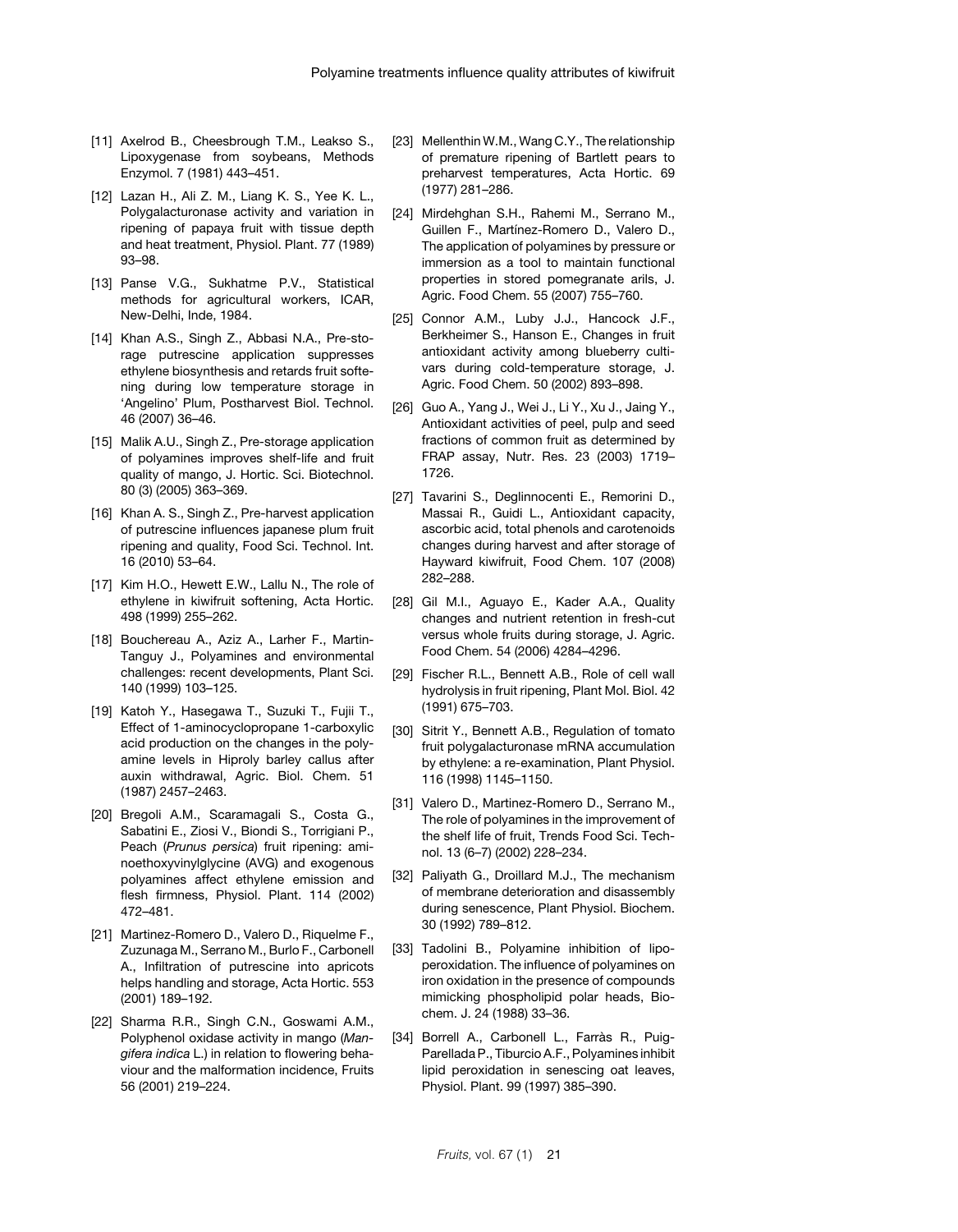[11] Axelrod B., Cheesbrough T.M., Leakso S., Lipoxygenase from soybeans, Methods Enzymol. 7 (1981) 443–451.

[12] Lazan H., Ali Z. M., Liang K. S., Yee K. L., Polygalacturonase activity and variation in ripening of papaya fruit with tissue depth and heat treatment, Physiol. Plant. 77 (1989) 93–98.

[13] Panse V.G., Sukhatme P.V., Statistical methods for agricultural workers, ICAR, New-Delhi, Inde, 1984.

[14] Khan A.S., Singh Z., Abbasi N.A., Pre-storage putrescine application suppresses ethylene biosynthesis and retards fruit softening during low temperature storage in 'Angelino' Plum, Postharvest Biol. Technol. 46 (2007) 36–46.

[15] Malik A.U., Singh Z., Pre-storage application of polyamines improves shelf-life and fruit quality of mango, J. Hortic. Sci. Biotechnol. 80 (3) (2005) 363–369.

[16] Khan A. S., Singh Z., Pre-harvest application of putrescine influences japanese plum fruit ripening and quality, Food Sci. Technol. Int. 16 (2010) 53–64.

[17] Kim H.O., Hewett E.W., Lallu N., The role of ethylene in kiwifruit softening, Acta Hortic. 498 (1999) 255–262.

[18] Bouchereau A., Aziz A., Larher F., Martin-Tanguy J., Polyamines and environmental challenges: recent developments, Plant Sci. 140 (1999) 103–125.

[19] Katoh Y., Hasegawa T., Suzuki T., Fujii T., Effect of 1-aminocyclopropane 1-carboxylic acid production on the changes in the polyamine levels in Hiproly barley callus after auxin withdrawal, Agric. Biol. Chem. 51 (1987) 2457–2463.

[20] Bregoli A.M., Scaramagali S., Costa G., Sabatini E., Ziosi V., Biondi S., Torrigiani P., Peach (*Prunus persica*) fruit ripening: aminoethoxyvinylglycine (AVG) and exogenous polyamines affect ethylene emission and flesh firmness, Physiol. Plant. 114 (2002) 472–481.

[21] Martinez-Romero D., Valero D., Riquelme F., Zuzunaga M., Serrano M., Burlo F., Carbonell A., Infiltration of putrescine into apricots helps handling and storage, Acta Hortic. 553 (2001) 189–192.

[22] Sharma R.R., Singh C.N., Goswami A.M., Polyphenol oxidase activity in mango (*Mangifera indica* L.) in relation to flowering behaviour and the malformation incidence, Fruits 56 (2001) 219–224.

[23] Mellenthin W.M., Wang C.Y., The relationship of premature ripening of Bartlett pears to preharvest temperatures, Acta Hortic. 69 (1977) 281–286.

[24] Mirdehghan S.H., Rahemi M., Serrano M., Guillen F., Martínez-Romero D., Valero D., The application of polyamines by pressure or immersion as a tool to maintain functional properties in stored pomegranate arils, J. Agric. Food Chem. 55 (2007) 755–760.

[25] Connor A.M., Luby J.J., Hancock J.F., Berkheimer S., Hanson E., Changes in fruit antioxidant activity among blueberry cultivars during cold-temperature storage, J. Agric. Food Chem. 50 (2002) 893–898.

[26] Guo A., Yang J., Wei J., Li Y., Xu J., Jaing Y., Antioxidant activities of peel, pulp and seed fractions of common fruit as determined by FRAP assay, Nutr. Res. 23 (2003) 1719–1726.

[27] Tavarini S., Deglinnocenti E., Remorini D., Massai R., Guidi L., Antioxidant capacity, ascorbic acid, total phenols and carotenoids changes during harvest and after storage of Hayward kiwifruit, Food Chem. 107 (2008) 282–288.

[28] Gil M.I., Aguayo E., Kader A.A., Quality changes and nutrient retention in fresh-cut versus whole fruits during storage, J. Agric. Food Chem. 54 (2006) 4284–4296.

[29] Fischer R.L., Bennett A.B., Role of cell wall hydrolysis in fruit ripening, Plant Mol. Biol. 42 (1991) 675–703.

[30] Sitrit Y., Bennett A.B., Regulation of tomato fruit polygalacturonase mRNA accumulation by ethylene: a re-examination, Plant Physiol. 116 (1998) 1145–1150.

[31] Valero D., Martinez-Romero D., Serrano M., The role of polyamines in the improvement of the shelf life of fruit, Trends Food Sci. Technol. 13 (6–7) (2002) 228–234.

[32] Paliyath G., Droillard M.J., The mechanism of membrane deterioration and disassembly during senescence, Plant Physiol. Biochem. 30 (1992) 789–812.

[33] Tadolini B., Polyamine inhibition of lipoperoxidation. The influence of polyamines on iron oxidation in the presence of compounds mimicking phospholipid polar heads, Biochem. J. 24 (1988) 33–36.

[34] Borrell A., Carbonell L., Farràs R., Puig-Parellada P., Tiburcio A.F., Polyamines inhibit lipid peroxidation in senescing oat leaves, Physiol. Plant. 99 (1997) 385–390.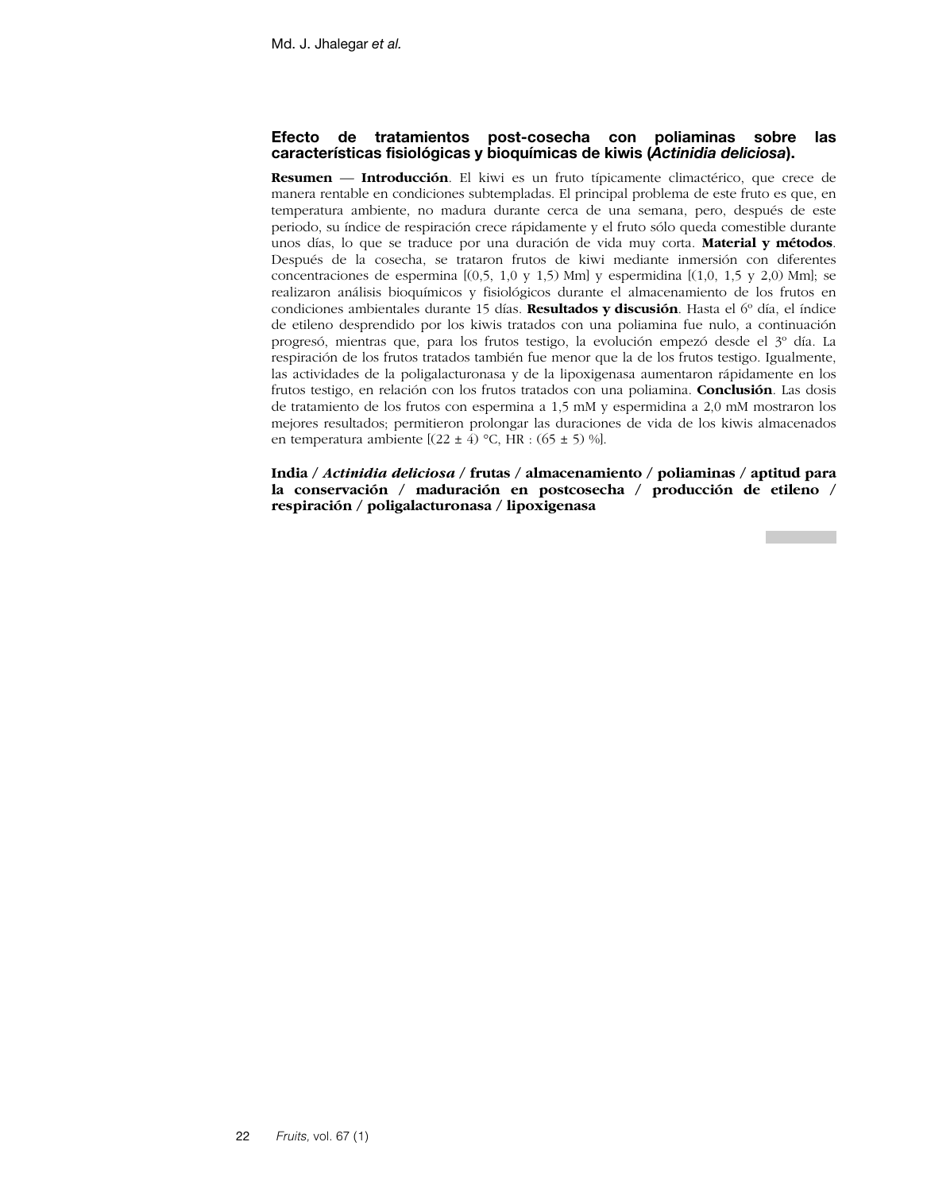**Efecto de tratamientos post-cosecha con poliaminas sobre las características fisiológicas y bioquímicas de kiwis (*Actinidia deliciosa*).**

**Resumen** — **Introducción**. El kiwi es un fruto típicamente climactérico, que crece de manera rentable en condiciones subtempladas. El principal problema de este fruto es que, en temperatura ambiente, no madura durante cerca de una semana, pero, después de este periodo, su índice de respiración crece rápidamente y el fruto sólo queda comestible durante unos días, lo que se traduce por una duración de vida muy corta. **Material y métodos**. Después de la cosecha, se trataron frutos de kiwi mediante inmersión con diferentes concentraciones de espermina [(0,5, 1,0 y 1,5) Mm] y espermidina [(1,0, 1,5 y 2,0) Mm]; se realizaron análisis bioquímicos y fisiológicos durante el almacenamiento de los frutos en condiciones ambientales durante 15 días. **Resultados y discusión**. Hasta el 6º día, el índice de etileno desprendido por los kiwis tratados con una poliamina fue nulo, a continuación progresó, mientras que, para los frutos testigo, la evolución empezó desde el 3º día. La respiración de los frutos tratados también fue menor que la de los frutos testigo. Igualmente, las actividades de la poligalacturonasa y de la lipoxigenasa aumentaron rápidamente en los frutos testigo, en relación con los frutos tratados con una poliamina. **Conclusión**. Las dosis de tratamiento de los frutos con espermina a 1,5 mM y espermidina a 2,0 mM mostraron los mejores resultados; permitieron prolongar las duraciones de vida de los kiwis almacenados en temperatura ambiente [(22 ± 4) °C, HR : (65 ± 5) %].

**India / *Actinidia deliciosa* / frutas / almacenamiento / poliaminas / aptitud para la conservación / maduración en postcosecha / producción de etileno / respiración / poligalacturonasa / lipoxigenasa**